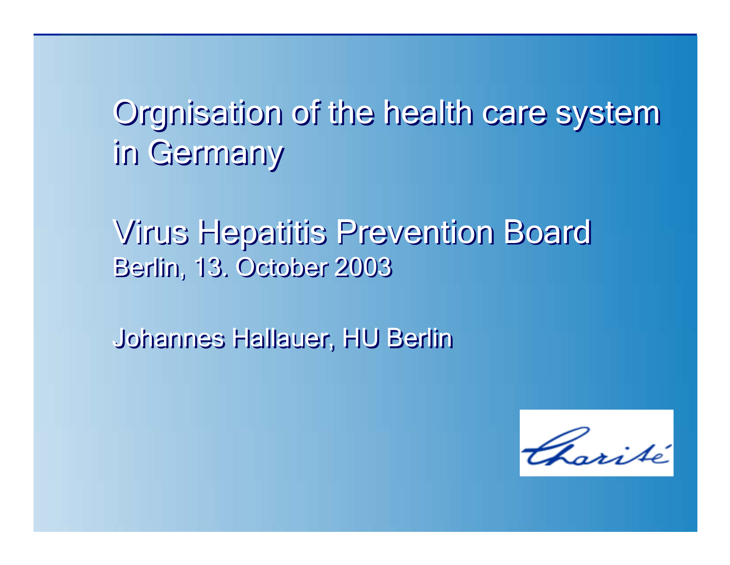# Orgnisation of the health care system in Germany

## Virus Hepatitis Prevention Board

Berlin, 13. October 2003

Johannes Hallauer, HU Berlin

Charité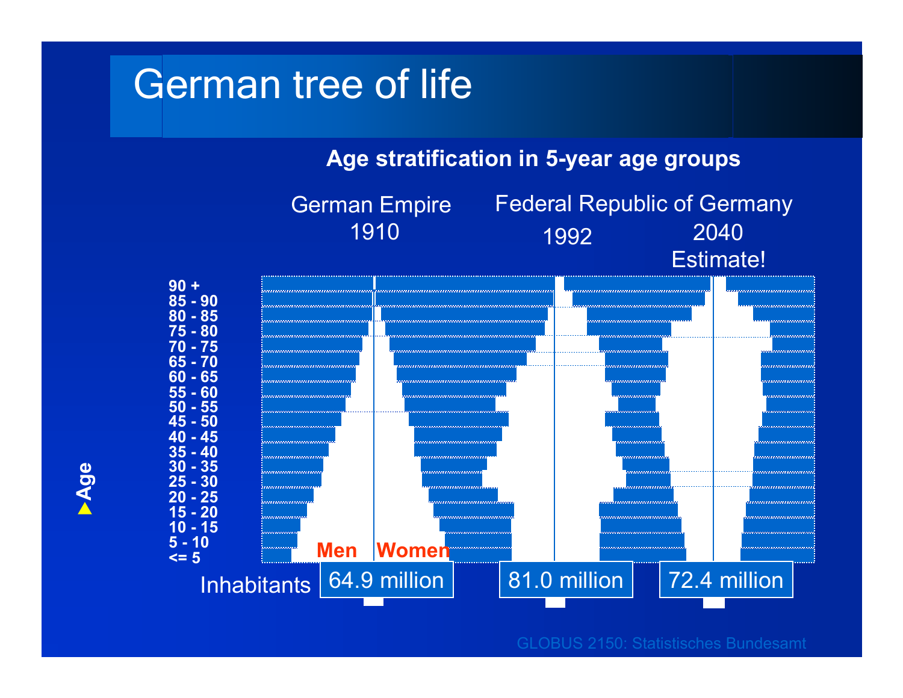# German tree of life

**Age stratification in 5-year age groups**

German Empire 1910 | Federal Republic of Germany 1992 | 2040 Estimate!

Age: 90 +, 85 - 90, 80 - 85, 75 - 80, 70 - 75, 65 - 70, 60 - 65, 55 - 60, 50 - 55, 45 - 50, 40 - 45, 35 - 40, 30 - 35, 25 - 30, 20 - 25, 15 - 20, 10 - 15, 5 - 10, <= 5

Men | Women

| Inhabitants | German Empire 1910 | Federal Republic of Germany 1992 | 2040 Estimate! |
|---|---|---|---|
| | 64.9 million | 81.0 million | 72.4 million |

GLOBUS 2150: Statistisches Bundesamt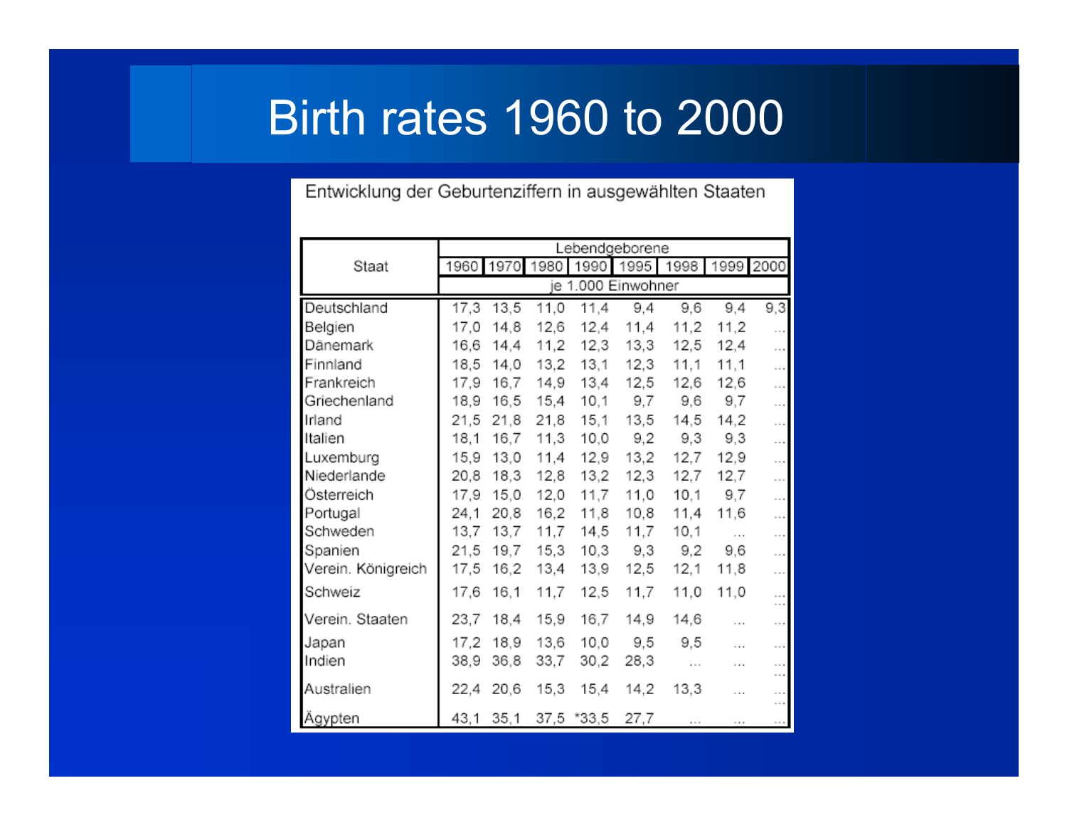# Birth rates 1960 to 2000

Entwicklung der Geburtenziffern in ausgewählten Staaten

| Staat | Lebendgeborene | | | | | | | |
|---|---|---|---|---|---|---|---|---|
| | 1960 | 1970 | 1980 | 1990 | 1995 | 1998 | 1999 | 2000 |
| | je 1.000 Einwohner | | | | | | | |
| Deutschland | 17,3 | 13,5 | 11,0 | 11,4 | 9,4 | 9,6 | 9,4 | 9,3 |
| Belgien | 17,0 | 14,8 | 12,6 | 12,4 | 11,4 | 11,2 | 11,2 | ... |
| Dänemark | 16,6 | 14,4 | 11,2 | 12,3 | 13,3 | 12,5 | 12,4 | ... |
| Finnland | 18,5 | 14,0 | 13,2 | 13,1 | 12,3 | 11,1 | 11,1 | ... |
| Frankreich | 17,9 | 16,7 | 14,9 | 13,4 | 12,5 | 12,6 | 12,6 | ... |
| Griechenland | 18,9 | 16,5 | 15,4 | 10,1 | 9,7 | 9,6 | 9,7 | ... |
| Irland | 21,5 | 21,8 | 21,8 | 15,1 | 13,5 | 14,5 | 14,2 | ... |
| Italien | 18,1 | 16,7 | 11,3 | 10,0 | 9,2 | 9,3 | 9,3 | ... |
| Luxemburg | 15,9 | 13,0 | 11,4 | 12,9 | 13,2 | 12,7 | 12,9 | ... |
| Niederlande | 20,8 | 18,3 | 12,8 | 13,2 | 12,3 | 12,7 | 12,7 | ... |
| Österreich | 17,9 | 15,0 | 12,0 | 11,7 | 11,0 | 10,1 | 9,7 | ... |
| Portugal | 24,1 | 20,8 | 16,2 | 11,8 | 10,8 | 11,4 | 11,6 | ... |
| Schweden | 13,7 | 13,7 | 11,7 | 14,5 | 11,7 | 10,1 | ... | ... |
| Spanien | 21,5 | 19,7 | 15,3 | 10,3 | 9,3 | 9,2 | 9,6 | ... |
| Verein. Königreich | 17,5 | 16,2 | 13,4 | 13,9 | 12,5 | 12,1 | 11,8 | ... |
| Schweiz | 17,6 | 16,1 | 11,7 | 12,5 | 11,7 | 11,0 | 11,0 | ... |
| Verein. Staaten | 23,7 | 18,4 | 15,9 | 16,7 | 14,9 | 14,6 | ... | ... |
| Japan | 17,2 | 18,9 | 13,6 | 10,0 | 9,5 | 9,5 | ... | ... |
| Indien | 38,9 | 36,8 | 33,7 | 30,2 | 28,3 | ... | ... | ... |
| Australien | 22,4 | 20,6 | 15,3 | 15,4 | 14,2 | 13,3 | ... | ... |
| Ägypten | 43,1 | 35,1 | 37,5 | *33,5 | 27,7 | ... | ... | ... |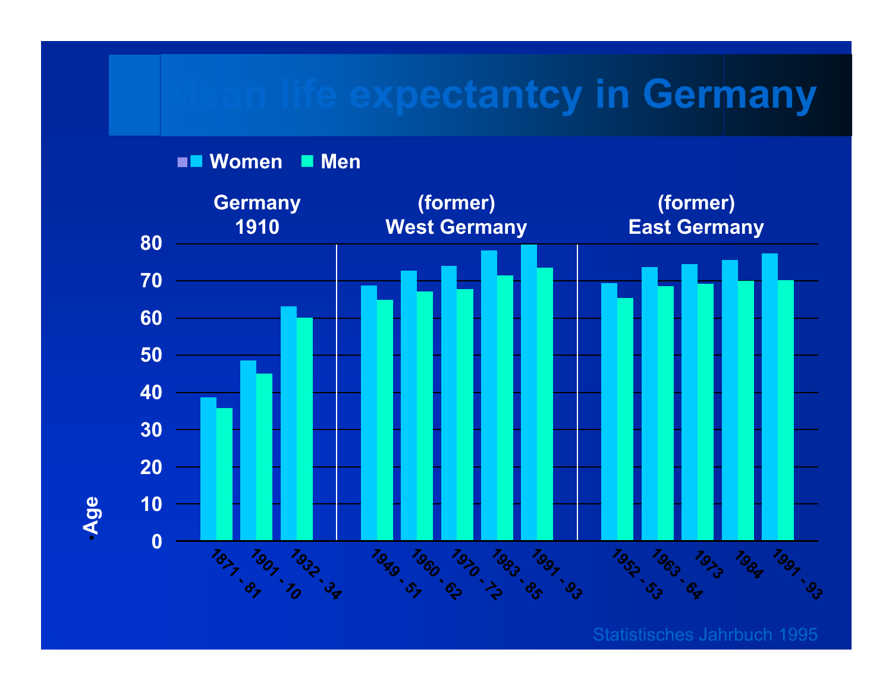# Mean life expectantcy in Germany

Women / Men

Germany 1910 | (former) West Germany | (former) East Germany

Age

0, 10, 20, 30, 40, 50, 60, 70, 80

1871 - 81, 1901 - 10, 1932 - 34, 1949 - 51, 1960 - 62, 1970 - 72, 1983 - 85, 1991 - 93, 1952 - 53, 1963 - 64, 1973, 1984, 1991 - 93

Statistisches Jahrbuch 1995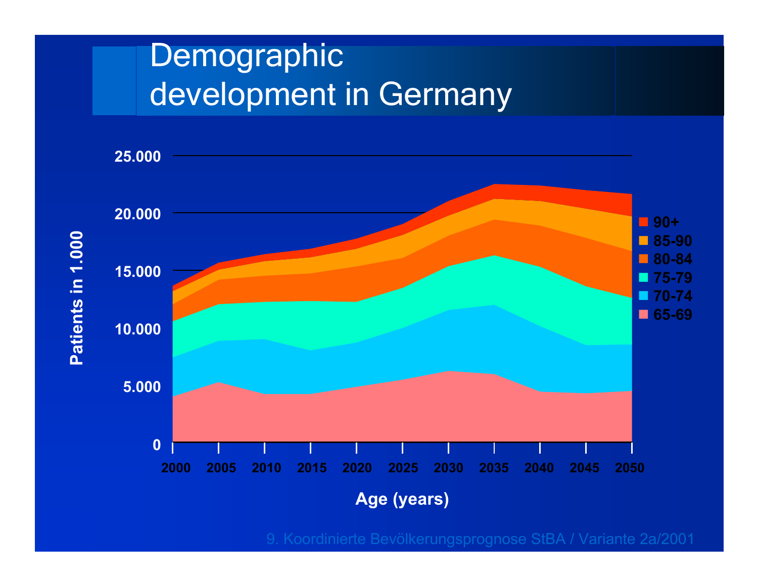# Demographic development in Germany

Patients in 1.000

25.000
20.000
15.000
10.000
5.000
0

2000 2005 2010 2015 2020 2025 2030 2035 2040 2045 2050

Age (years)

- 90+
- 85-90
- 80-84
- 75-79
- 70-74
- 65-69

9. Koordinierte Bevölkerungsprognose StBA / Variante 2a/2001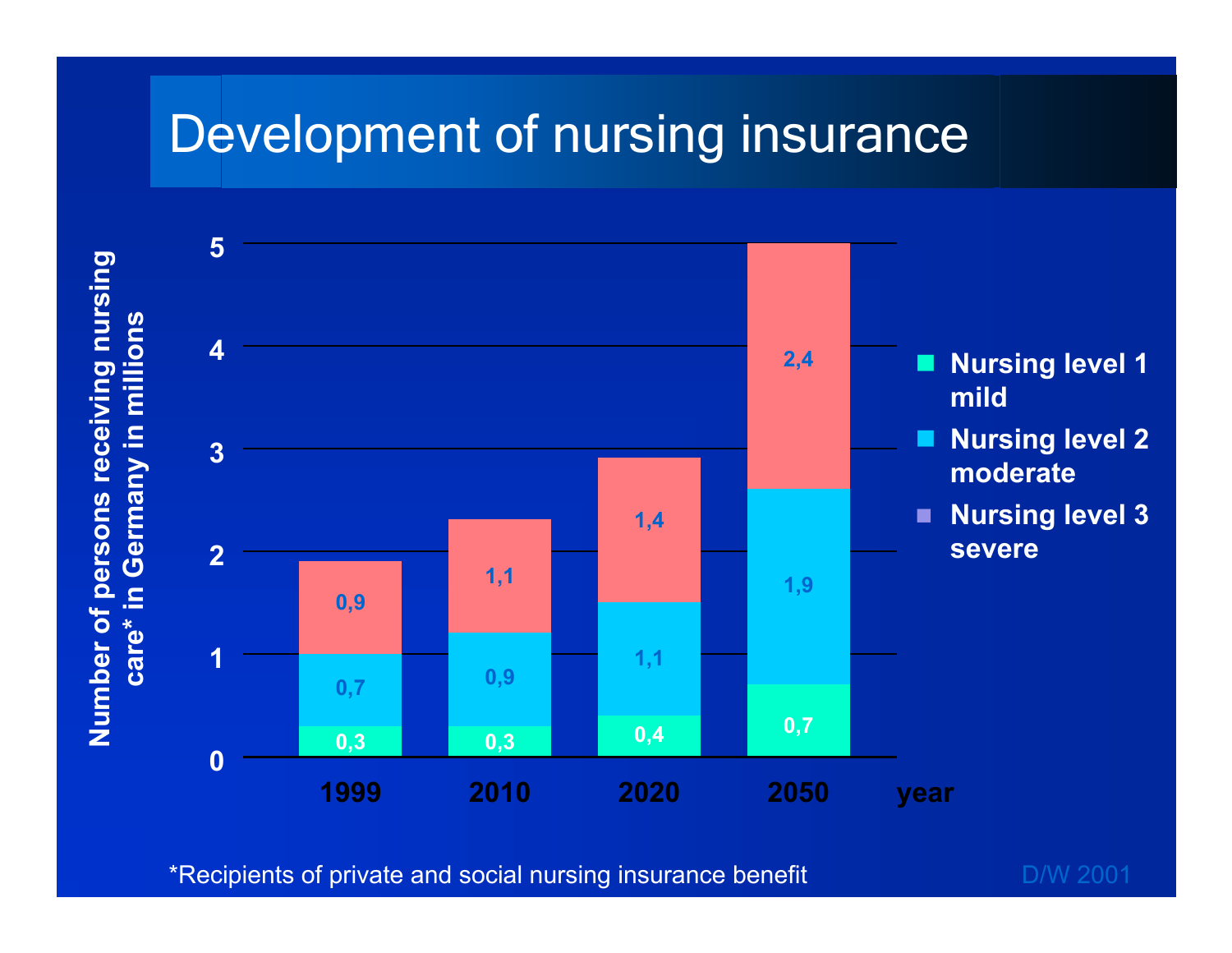# Development of nursing insurance

Number of persons receiving nursing care* in Germany in millions

| year | Nursing level 1 mild | Nursing level 2 moderate | Nursing level 3 severe |
|---|---|---|---|
| 1999 | 0,3 | 0,7 | 0,9 |
| 2010 | 0,3 | 0,9 | 1,1 |
| 2020 | 0,4 | 1,1 | 1,4 |
| 2050 | 0,7 | 1,9 | 2,4 |

*Recipients of private and social nursing insurance benefit

D/W 2001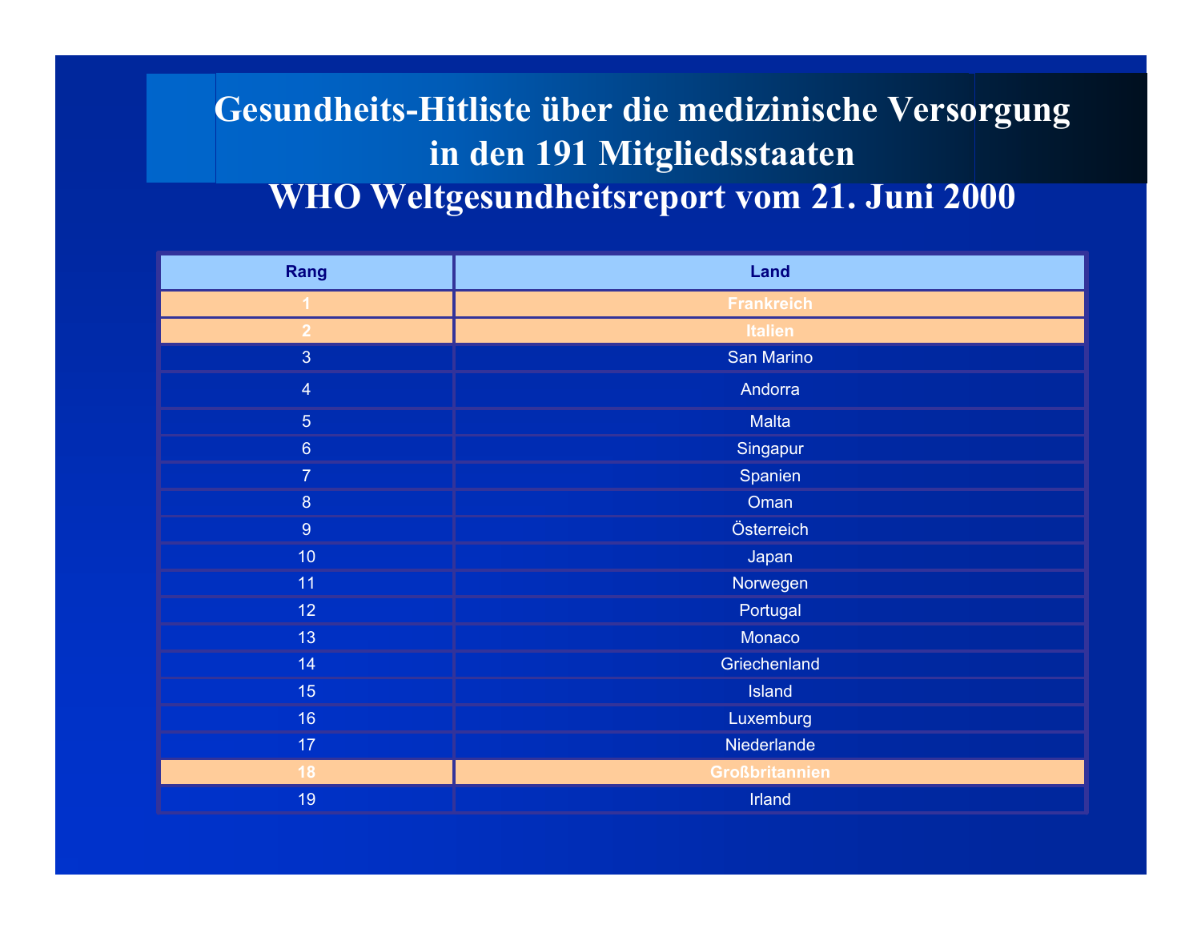# Gesundheits-Hitliste über die medizinische Versorgung in den 191 Mitgliedsstaaten

## WHO Weltgesundheitsreport vom 21. Juni 2000

| Rang | Land |
|---|---|
| **1** | **Frankreich** |
| **2** | **Italien** |
| 3 | San Marino |
| 4 | Andorra |
| 5 | Malta |
| 6 | Singapur |
| 7 | Spanien |
| 8 | Oman |
| 9 | Österreich |
| 10 | Japan |
| 11 | Norwegen |
| 12 | Portugal |
| 13 | Monaco |
| 14 | Griechenland |
| 15 | Island |
| 16 | Luxemburg |
| 17 | Niederlande |
| **18** | **Großbritannien** |
| 19 | Irland |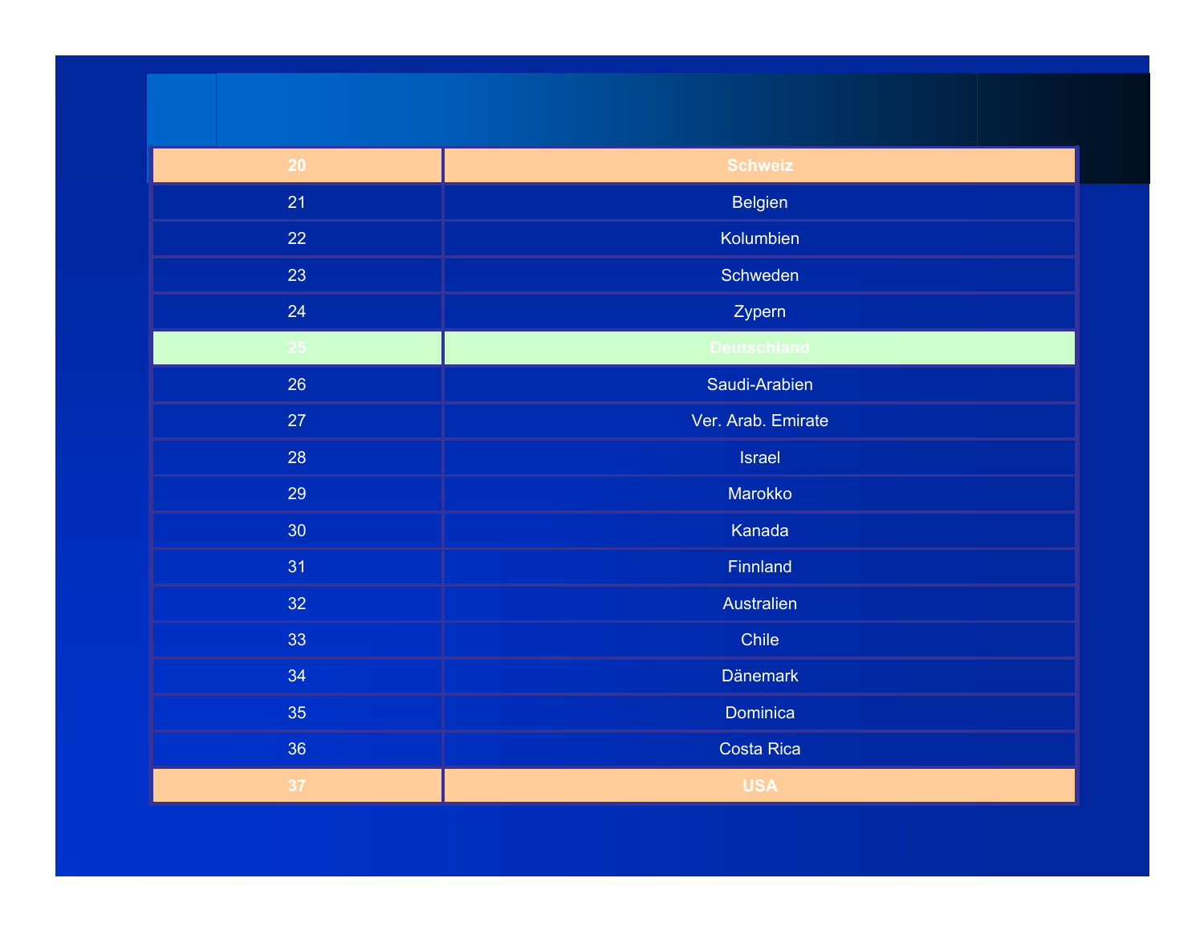| 20 | **Schweiz** |
|---|---|
| 21 | Belgien |
| 22 | Kolumbien |
| 23 | Schweden |
| 24 | Zypern |
| **25** | **Deutschland** |
| 26 | Saudi-Arabien |
| 27 | Ver. Arab. Emirate |
| 28 | Israel |
| 29 | Marokko |
| 30 | Kanada |
| 31 | Finnland |
| 32 | Australien |
| 33 | Chile |
| 34 | Dänemark |
| 35 | Dominica |
| 36 | Costa Rica |
| **37** | **USA** |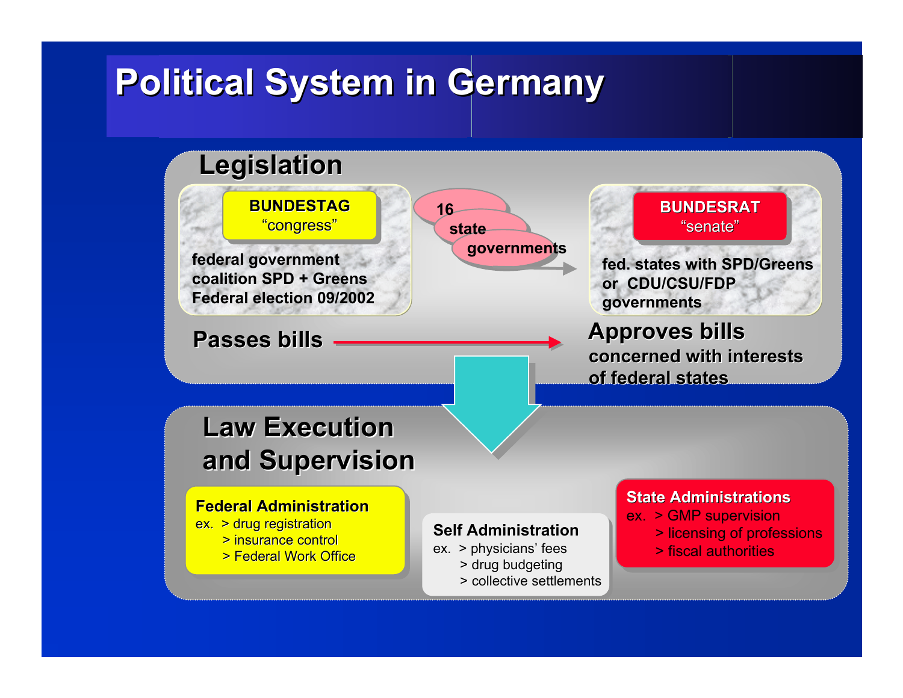# Political System in Germany

## Legislation

**BUNDESTAG**
"congress"

federal government
coalition SPD + Greens
Federal election 09/2002

16 state governments

**BUNDESRAT**
"senate"

fed. states with SPD/Greens
or CDU/CSU/FDP
governments

**Passes bills**

**Approves bills**
concerned with interests of federal states

## Law Execution and Supervision

**Federal Administration**
ex.
- > drug registration
- > insurance control
- > Federal Work Office

**Self Administration**
ex.
- > physicians' fees
- > drug budgeting
- > collective settlements

**State Administrations**
ex.
- > GMP supervision
- > licensing of professions
- > fiscal authorities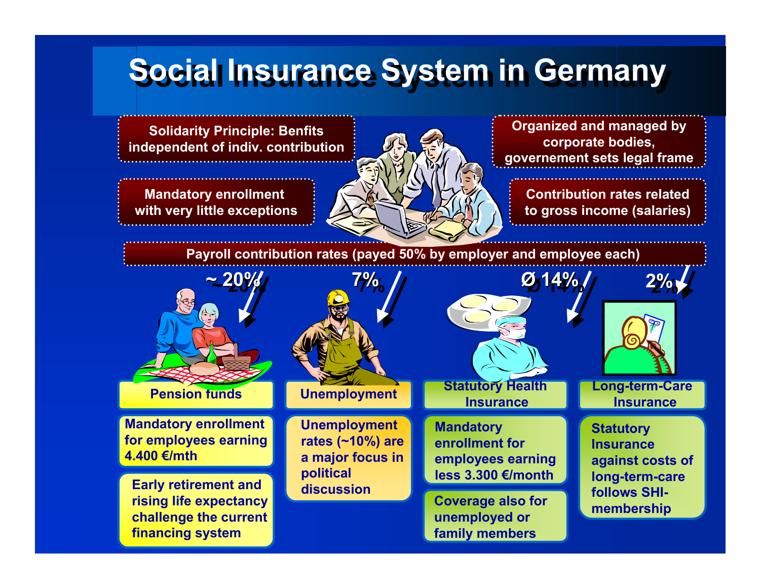# Social Insurance System in Germany

- **Solidarity Principle: Benfits independent of indiv. contribution**
- **Organized and managed by corporate bodies, governement sets legal frame**
- **Mandatory enrollment with very little exceptions**
- **Contribution rates related to gross income (salaries)**

**Payroll contribution rates (payed 50% by employer and employee each)**

| ~ 20% | 7% | Ø 14% | 2% |
| --- | --- | --- | --- |
| **Pension funds** | **Unemployment** | **Statutory Health Insurance** | **Long-term-Care Insurance** |
| Mandatory enrollment for employees earning 4.400 €/mth | Unemployment rates (~10%) are a major focus in political discussion | Mandatory enrollment for employees earning less 3.300 €/month | Statutory Insurance against costs of long-term-care follows SHI-membership |
| Early retirement and rising life expectancy challenge the current financing system | | Coverage also for unemployed or family members | |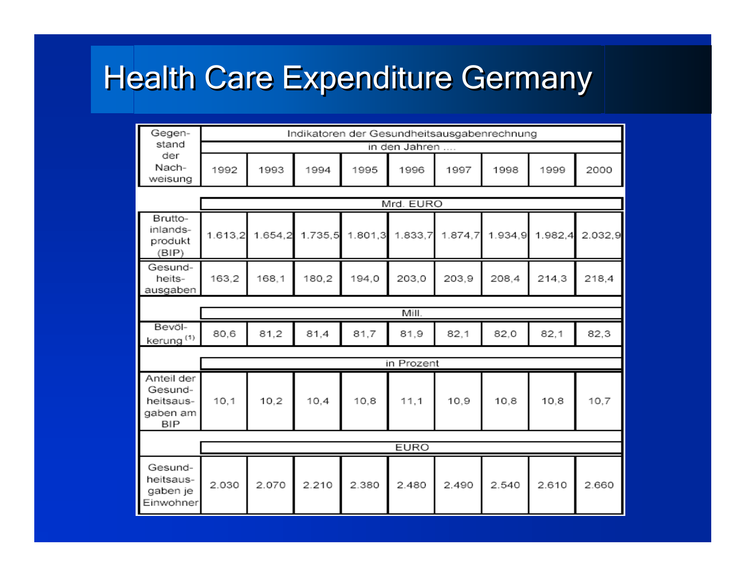# Health Care Expenditure Germany

| Gegenstand der Nachweisung | Indikatoren der Gesundheitsausgabenrechnung in den Jahren .... | | | | | | | | |
|---|---|---|---|---|---|---|---|---|---|
| | 1992 | 1993 | 1994 | 1995 | 1996 | 1997 | 1998 | 1999 | 2000 |
| | Mrd. EURO | | | | | | | | |
| Bruttoinlandsprodukt (BIP) | 1.613,2 | 1.654,2 | 1.735,5 | 1.801,3 | 1.833,7 | 1.874,7 | 1.934,9 | 1.982,4 | 2.032,9 |
| Gesundheitsausgaben | 163,2 | 168,1 | 180,2 | 194,0 | 203,0 | 203,9 | 208,4 | 214,3 | 218,4 |
| | Mill. | | | | | | | | |
| Bevölkerung [1] | 80,6 | 81,2 | 81,4 | 81,7 | 81,9 | 82,1 | 82,0 | 82,1 | 82,3 |
| | in Prozent | | | | | | | | |
| Anteil der Gesundheitsausgaben am BIP | 10,1 | 10,2 | 10,4 | 10,8 | 11,1 | 10,9 | 10,8 | 10,8 | 10,7 |
| | EURO | | | | | | | | |
| Gesundheitsausgaben je Einwohner | 2.030 | 2.070 | 2.210 | 2.380 | 2.480 | 2.490 | 2.540 | 2.610 | 2.660 |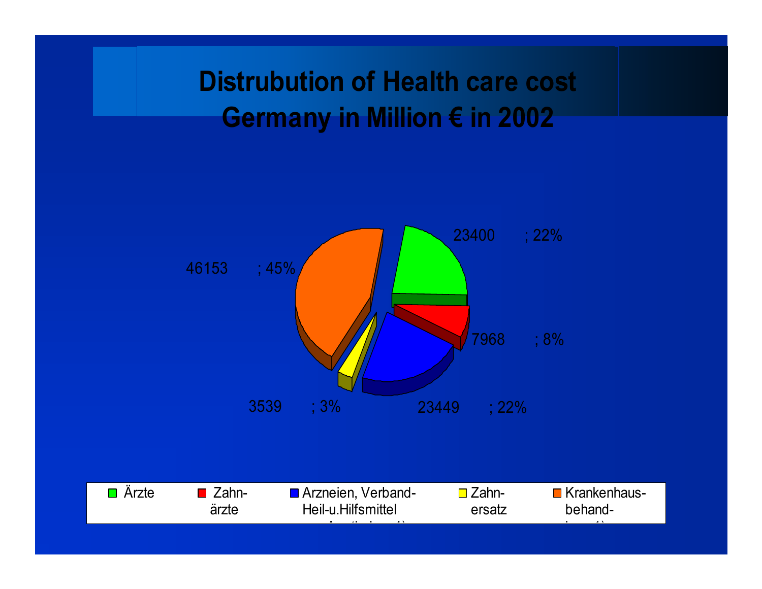# Distrubution of Health care cost Germany in Million € in 2002

| Category | Million € | Share |
| --- | --- | --- |
| Ärzte | 23400 | 22% |
| Zahnärzte | 7968 | 8% |
| Arzneien, Verband- Heil-u.Hilfsmittel | 23449 | 22% |
| Zahnersatz | 3539 | 3% |
| Krankenhausbehand- | 46153 | 45% |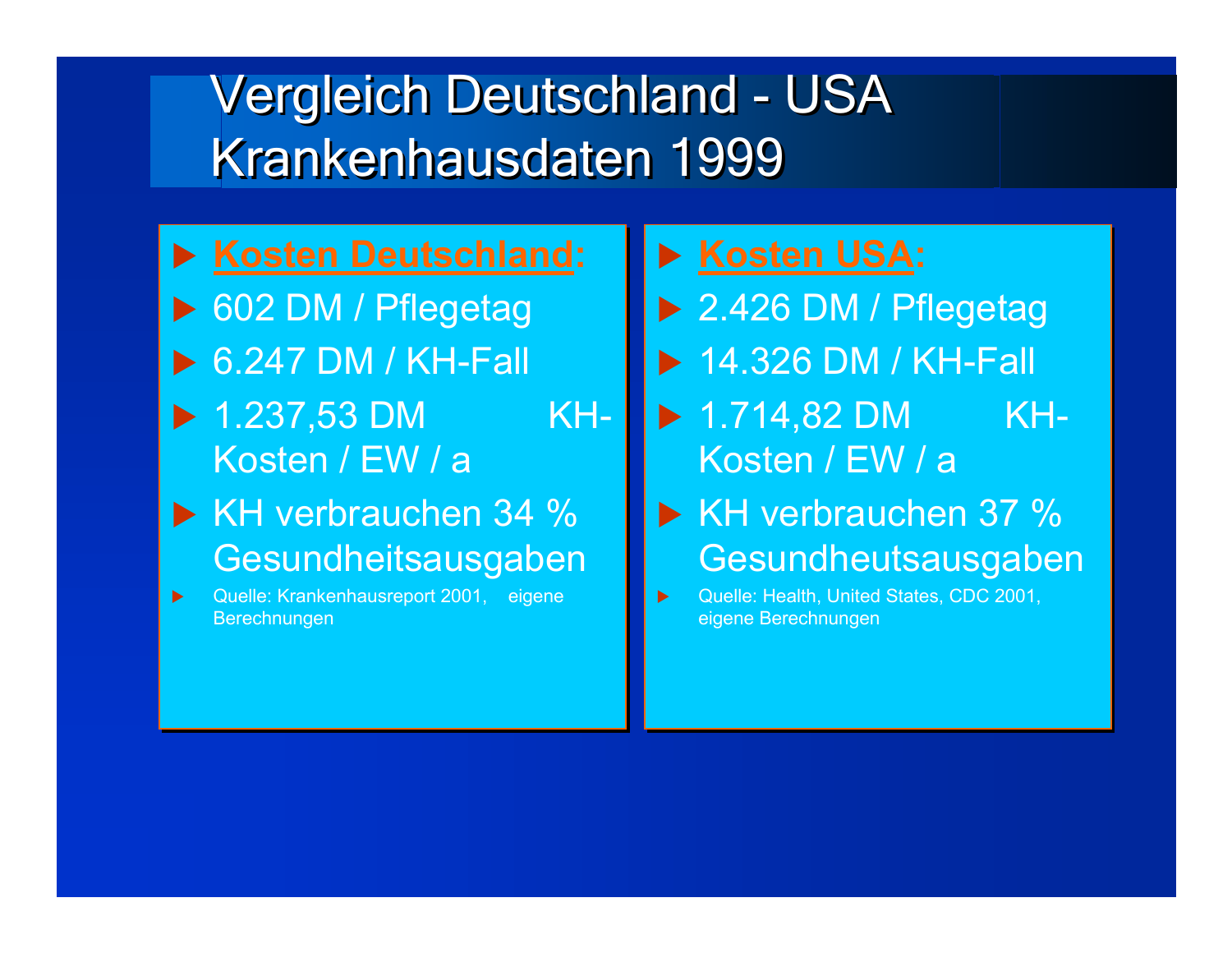# Vergleich Deutschland - USA Krankenhausdaten 1999

- **Kosten Deutschland:**
- 602 DM / Pflegetag
- 6.247 DM / KH-Fall
- 1.237,53 DM KH-Kosten / EW / a
- KH verbrauchen 34 % Gesundheitsausgaben
- Quelle: Krankenhausreport 2001, eigene Berechnungen

- **Kosten USA:**
- 2.426 DM / Pflegetag
- 14.326 DM / KH-Fall
- 1.714,82 DM KH-Kosten / EW / a
- KH verbrauchen 37 % Gesundheutsausgaben
- Quelle: Health, United States, CDC 2001, eigene Berechnungen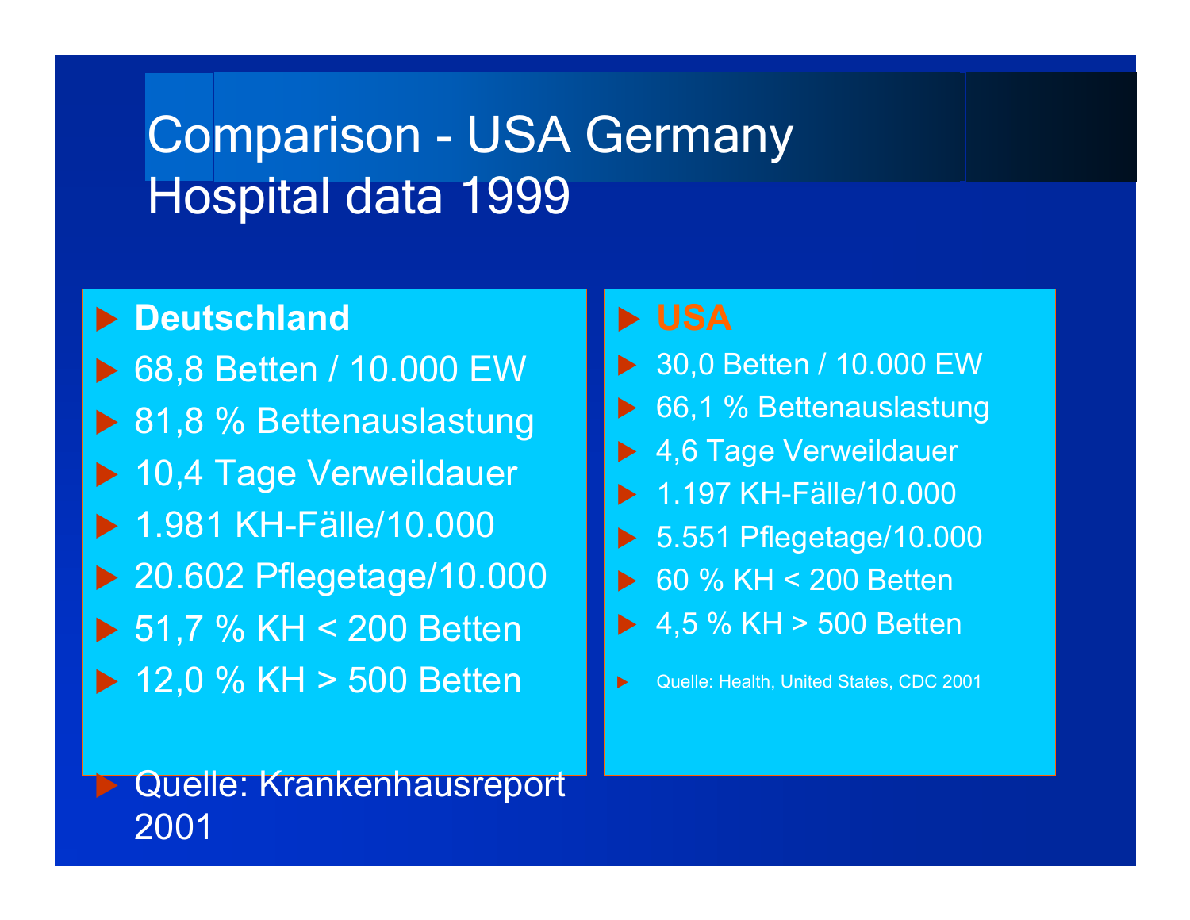# Comparison - USA Germany Hospital data 1999

- **Deutschland**
- 68,8 Betten / 10.000 EW
- 81,8 % Bettenauslastung
- 10,4 Tage Verweildauer
- 1.981 KH-Fälle/10.000
- 20.602 Pflegetage/10.000
- 51,7 % KH < 200 Betten
- 12,0 % KH > 500 Betten
- Quelle: Krankenhausreport 2001

- **USA**
- 30,0 Betten / 10.000 EW
- 66,1 % Bettenauslastung
- 4,6 Tage Verweildauer
- 1.197 KH-Fälle/10.000
- 5.551 Pflegetage/10.000
- 60 % KH < 200 Betten
- 4,5 % KH > 500 Betten
- Quelle: Health, United States, CDC 2001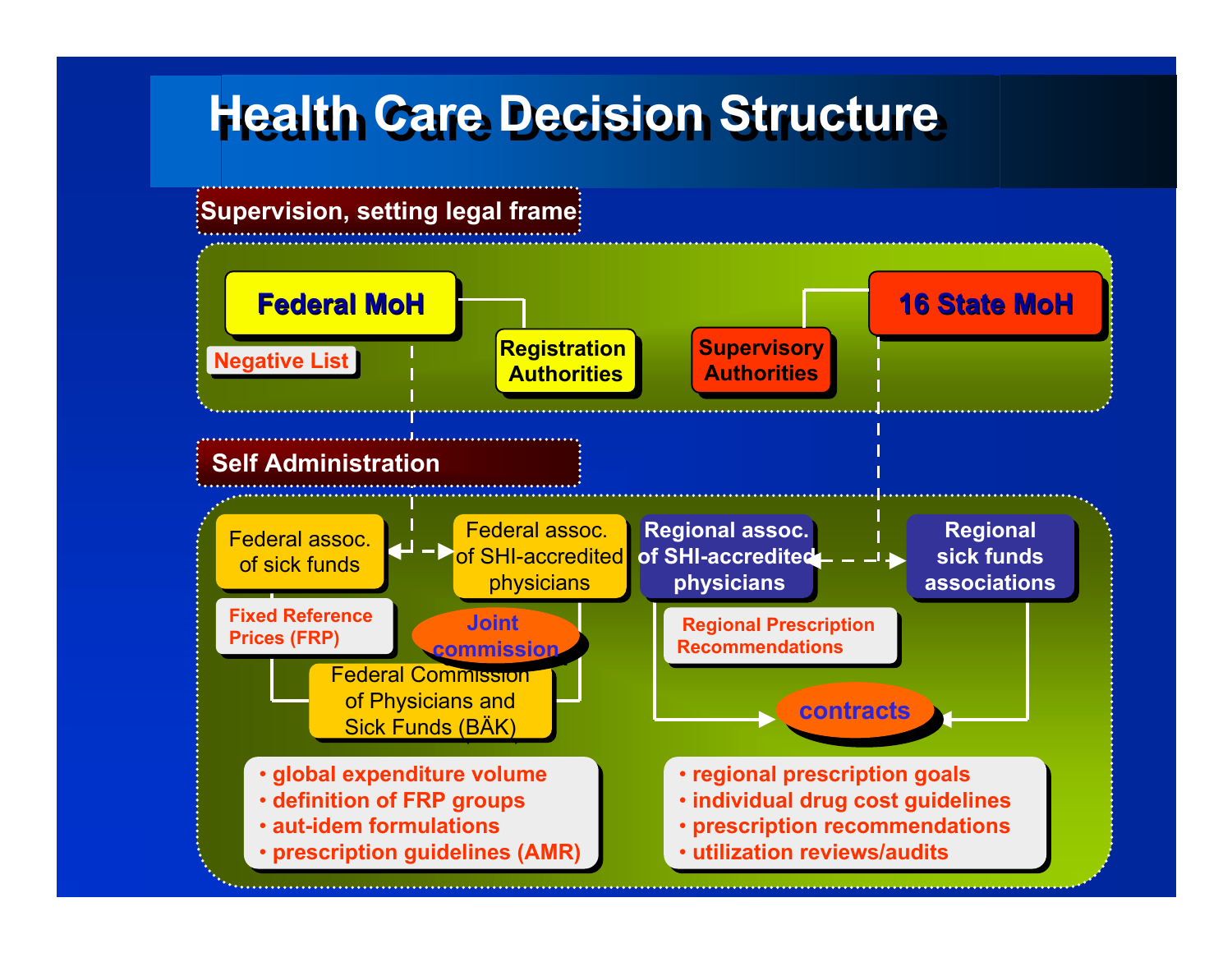# Health Care Decision Structure

## Supervision, setting legal frame

**Federal MoH**

Negative List

**Registration Authorities**

**Supervisory Authorities**

**16 State MoH**

## Self Administration

Federal assoc. of sick funds

Federal assoc. of SHI-accredited physicians

Regional assoc. of SHI-accredited physicians

Regional sick funds associations

Fixed Reference Prices (FRP)

Joint commission

Federal Commission of Physicians and Sick Funds (BÄK)

Regional Prescription Recommendations

contracts

- global expenditure volume
- definition of FRP groups
- aut-idem formulations
- prescription guidelines (AMR)

- regional prescription goals
- individual drug cost guidelines
- prescription recommendations
- utilization reviews/audits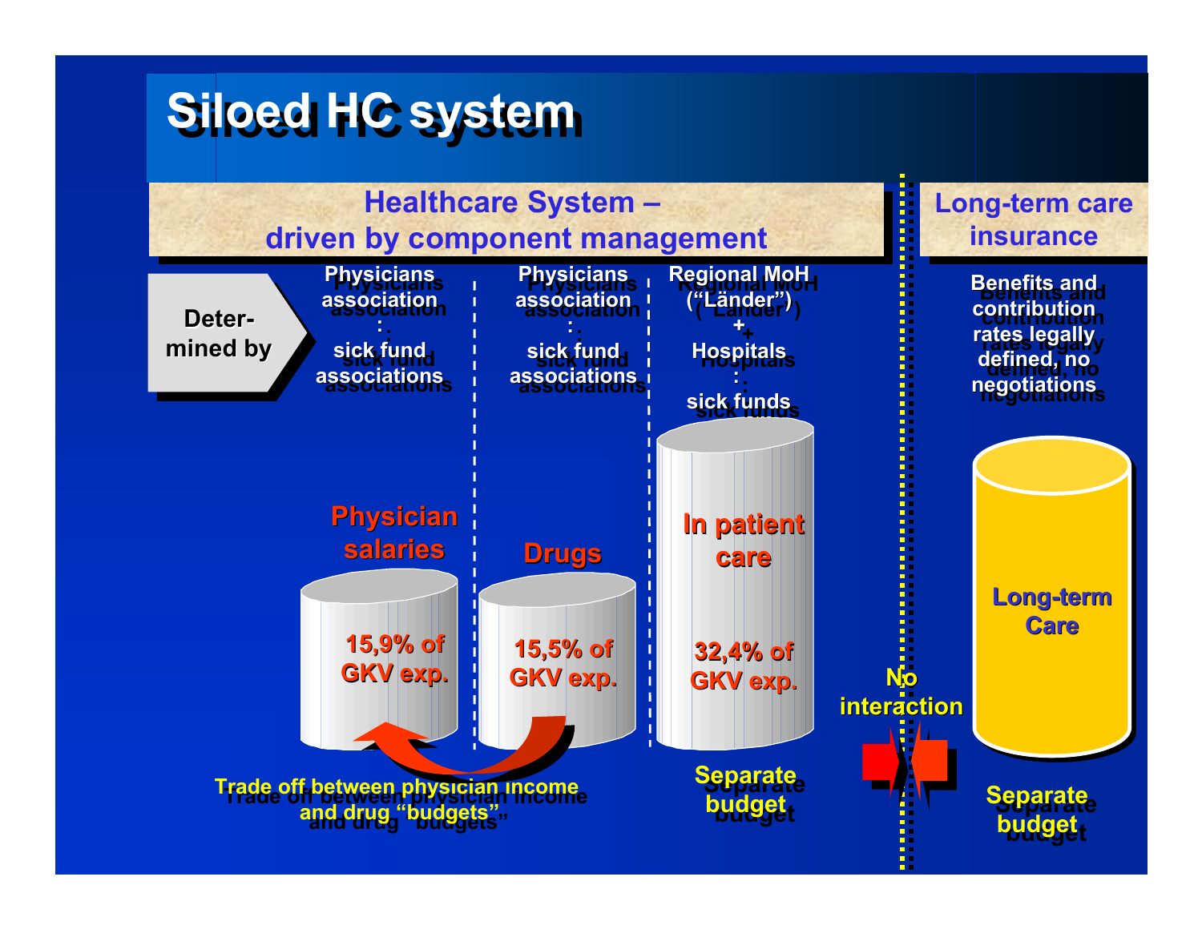# Siloed HC system

## Healthcare System – driven by component management

## Long-term care insurance

**Deter-mined by**

Physicians association : sick fund associations

Physicians association : sick fund associations

Regional MoH ("Länder") + Hospitals : sick funds

Benefits and contribution rates legally defined, no negotiations

Physician salaries

15,9% of GKV exp.

Drugs

15,5% of GKV exp.

In patient care

32,4% of GKV exp.

Long-term Care

No interaction

Trade off between physician income and drug "budgets"

Separate budget

Separate budget